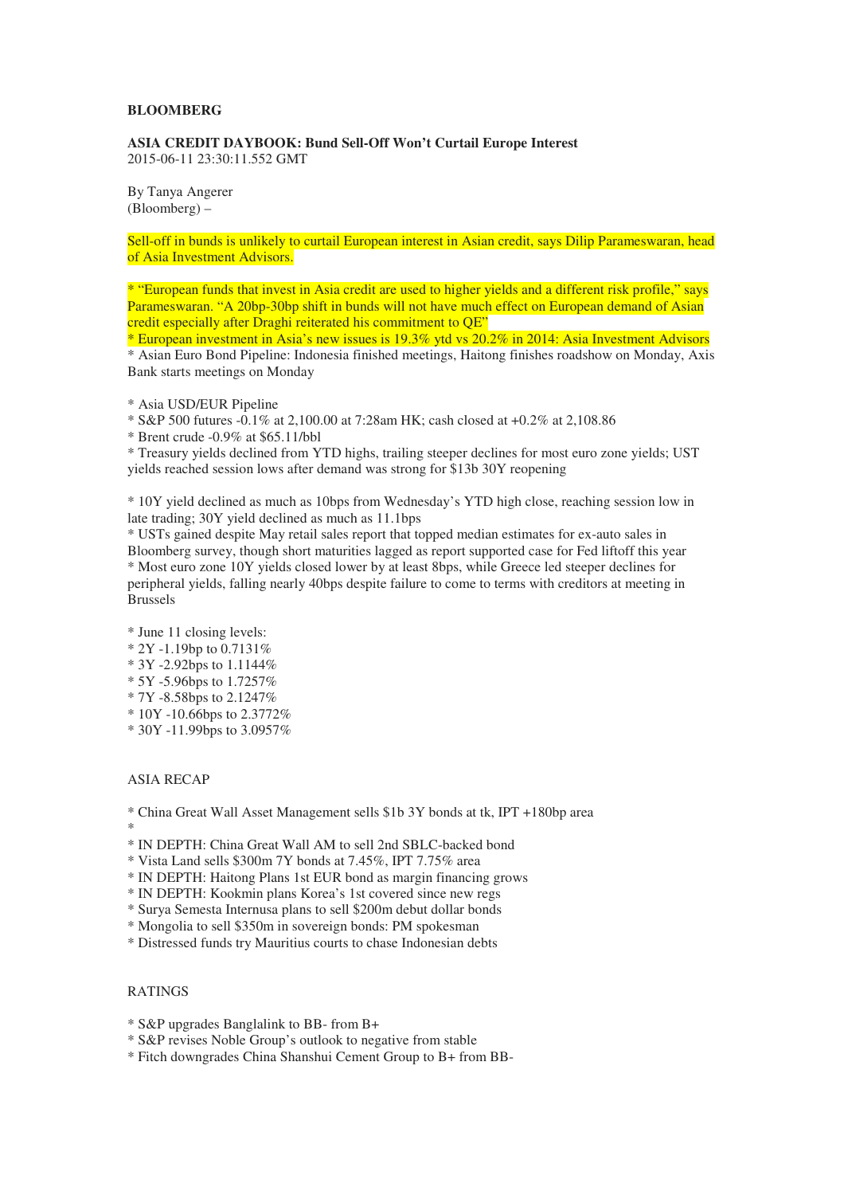**BLOOMBERG**

**ASIA CREDIT DAYBOOK: Bund Sell-Off Won't Curtail Europe Interest**
2015-06-11 23:30:11.552 GMT

By Tanya Angerer
(Bloomberg) –

Sell-off in bunds is unlikely to curtail European interest in Asian credit, says Dilip Parameswaran, head of Asia Investment Advisors.

* "European funds that invest in Asia credit are used to higher yields and a different risk profile," says Parameswaran. "A 20bp-30bp shift in bunds will not have much effect on European demand of Asian credit especially after Draghi reiterated his commitment to QE"
* European investment in Asia's new issues is 19.3% ytd vs 20.2% in 2014: Asia Investment Advisors
* Asian Euro Bond Pipeline: Indonesia finished meetings, Haitong finishes roadshow on Monday, Axis Bank starts meetings on Monday

* Asia USD/EUR Pipeline
* S&P 500 futures -0.1% at 2,100.00 at 7:28am HK; cash closed at +0.2% at 2,108.86
* Brent crude -0.9% at $65.11/bbl
* Treasury yields declined from YTD highs, trailing steeper declines for most euro zone yields; UST yields reached session lows after demand was strong for $13b 30Y reopening

* 10Y yield declined as much as 10bps from Wednesday's YTD high close, reaching session low in late trading; 30Y yield declined as much as 11.1bps
* USTs gained despite May retail sales report that topped median estimates for ex-auto sales in Bloomberg survey, though short maturities lagged as report supported case for Fed liftoff this year
* Most euro zone 10Y yields closed lower by at least 8bps, while Greece led steeper declines for peripheral yields, falling nearly 40bps despite failure to come to terms with creditors at meeting in Brussels

* June 11 closing levels:
* 2Y -1.19bp to 0.7131%
* 3Y -2.92bps to 1.1144%
* 5Y -5.96bps to 1.7257%
* 7Y -8.58bps to 2.1247%
* 10Y -10.66bps to 2.3772%
* 30Y -11.99bps to 3.0957%

ASIA RECAP

* China Great Wall Asset Management sells $1b 3Y bonds at tk, IPT +180bp area
*
* IN DEPTH: China Great Wall AM to sell 2nd SBLC-backed bond
* Vista Land sells $300m 7Y bonds at 7.45%, IPT 7.75% area
* IN DEPTH: Haitong Plans 1st EUR bond as margin financing grows
* IN DEPTH: Kookmin plans Korea's 1st covered since new regs
* Surya Semesta Internusa plans to sell $200m debut dollar bonds
* Mongolia to sell $350m in sovereign bonds: PM spokesman
* Distressed funds try Mauritius courts to chase Indonesian debts

RATINGS

* S&P upgrades Banglalink to BB- from B+
* S&P revises Noble Group's outlook to negative from stable
* Fitch downgrades China Shanshui Cement Group to B+ from BB-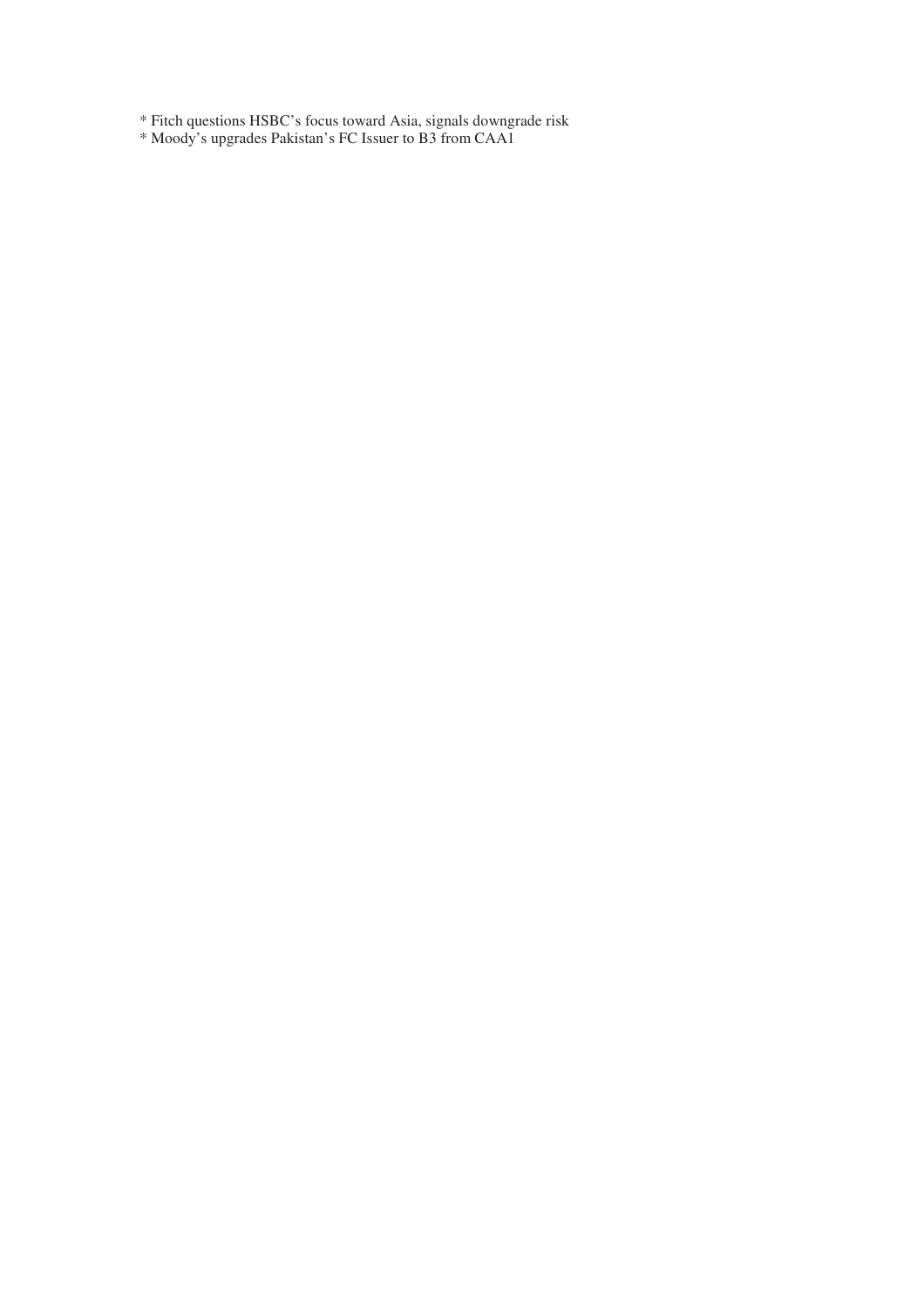* Fitch questions HSBC’s focus toward Asia, signals downgrade risk
* Moody’s upgrades Pakistan’s FC Issuer to B3 from CAA1